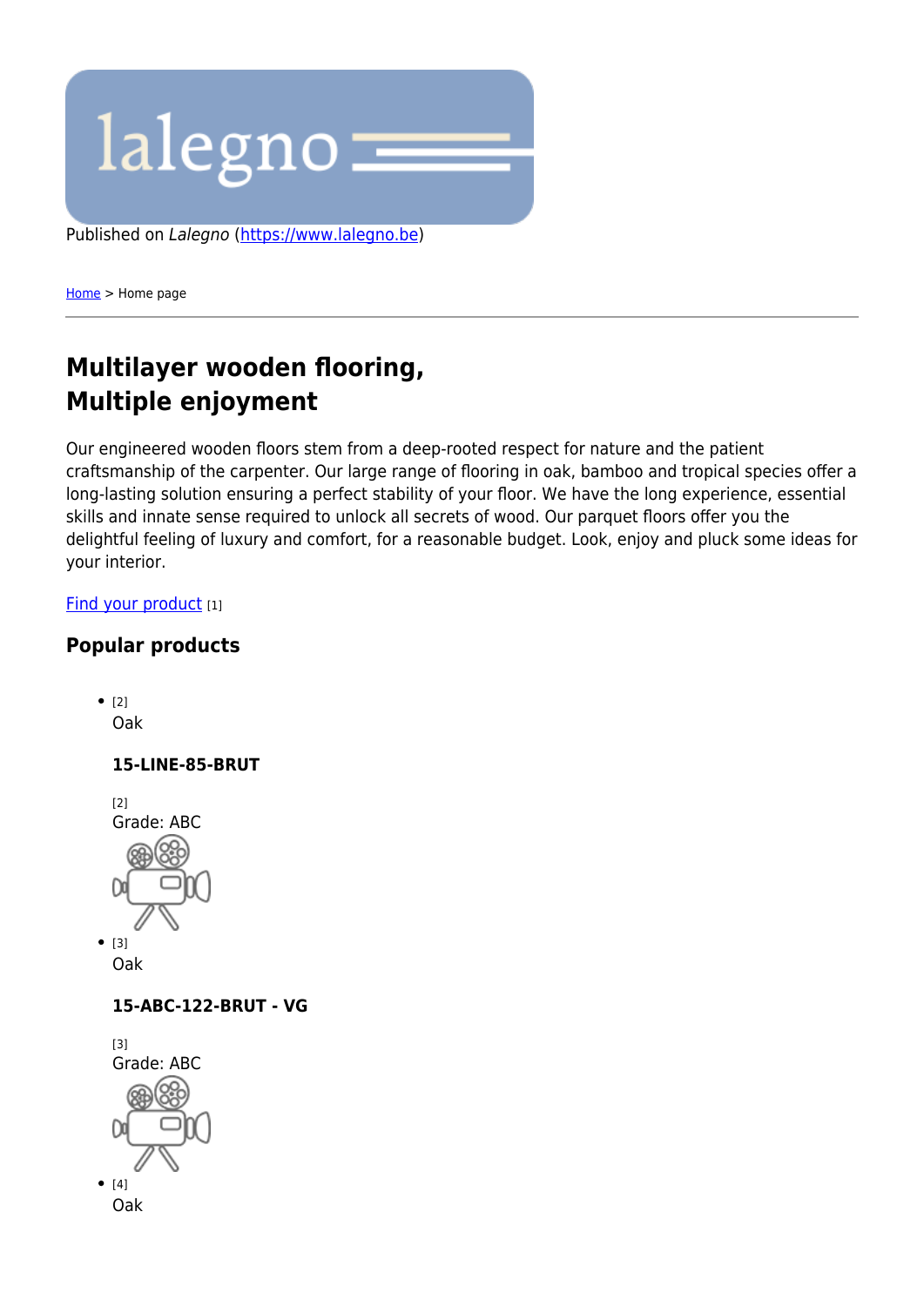Published on *Lalegno* (https://www.lalegno.be)

Home > Home page

## Multilayer wooden flooring, Multiple enjoyment

Our engineered wooden floors stem from a deep-rooted respect for nature and the patient craftsmanship of the carpenter. Our large range of flooring in oak, bamboo and tropical species offer a long-lasting solution ensuring a perfect stability of your floor. We have the long experience, essential skills and innate sense required to unlock all secrets of wood. Our parquet floors offer you the delightful feeling of luxury and comfort, for a reasonable budget. Look, enjoy and pluck some ideas for your interior.

Find your product [1]

### Popular products

- [2]
  Oak

  **15-LINE-85-BRUT**

  [2]
  Grade: ABC

- [3]
  Oak

  **15-ABC-122-BRUT - VG**

  [3]
  Grade: ABC

- [4]
  Oak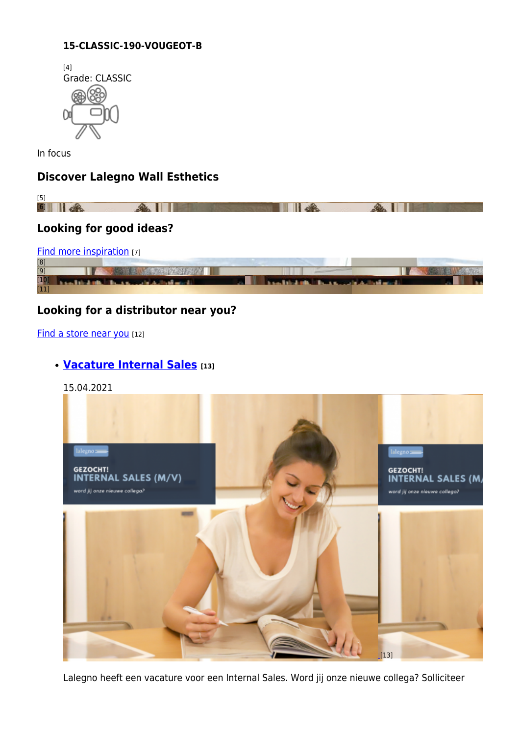**15-CLASSIC-190-VOUGEOT-B**

[4]
Grade: CLASSIC

In focus

### Discover Lalegno Wall Esthetics

[5]
[6]

### Looking for good ideas?

[Find more inspiration](#) [7]
[8]
[9]
[10]
[11]

### Looking for a distributor near you?

[Find a store near you](#) [12]

- **[Vacature Internal Sales](#) [13]**

  15.04.2021

  [13]

  Lalegno heeft een vacature voor een Internal Sales. Word jij onze nieuwe collega? Solliciteer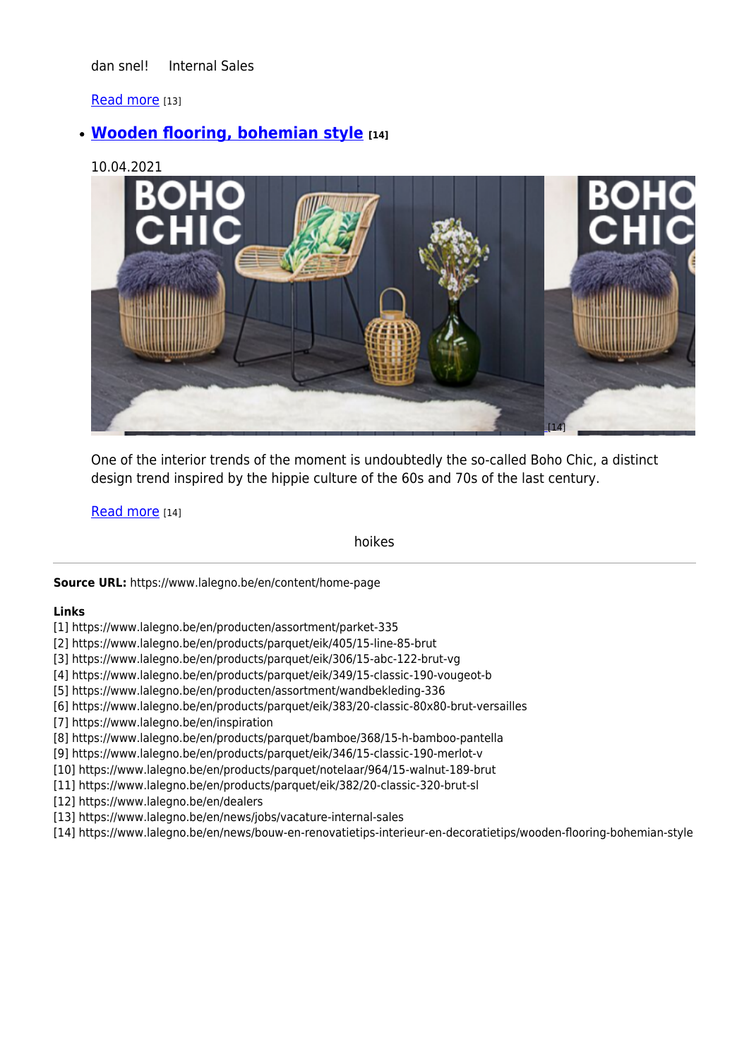dan snel!   Internal Sales

Read more [13]

- **Wooden flooring, bohemian style [14]**

  10.04.2021

  [14]

  One of the interior trends of the moment is undoubtedly the so-called Boho Chic, a distinct design trend inspired by the hippie culture of the 60s and 70s of the last century.

  Read more [14]

hoikes

---

**Source URL:** https://www.lalegno.be/en/content/home-page

**Links**

[1] https://www.lalegno.be/en/producten/assortment/parket-335
[2] https://www.lalegno.be/en/products/parquet/eik/405/15-line-85-brut
[3] https://www.lalegno.be/en/products/parquet/eik/306/15-abc-122-brut-vg
[4] https://www.lalegno.be/en/products/parquet/eik/349/15-classic-190-vougeot-b
[5] https://www.lalegno.be/en/producten/assortment/wandbekleding-336
[6] https://www.lalegno.be/en/products/parquet/eik/383/20-classic-80x80-brut-versailles
[7] https://www.lalegno.be/en/inspiration
[8] https://www.lalegno.be/en/products/parquet/bamboe/368/15-h-bamboo-pantella
[9] https://www.lalegno.be/en/products/parquet/eik/346/15-classic-190-merlot-v
[10] https://www.lalegno.be/en/products/parquet/notelaar/964/15-walnut-189-brut
[11] https://www.lalegno.be/en/products/parquet/eik/382/20-classic-320-brut-sl
[12] https://www.lalegno.be/en/dealers
[13] https://www.lalegno.be/en/news/jobs/vacature-internal-sales
[14] https://www.lalegno.be/en/news/bouw-en-renovatietips-interieur-en-decoratietips/wooden-flooring-bohemian-style